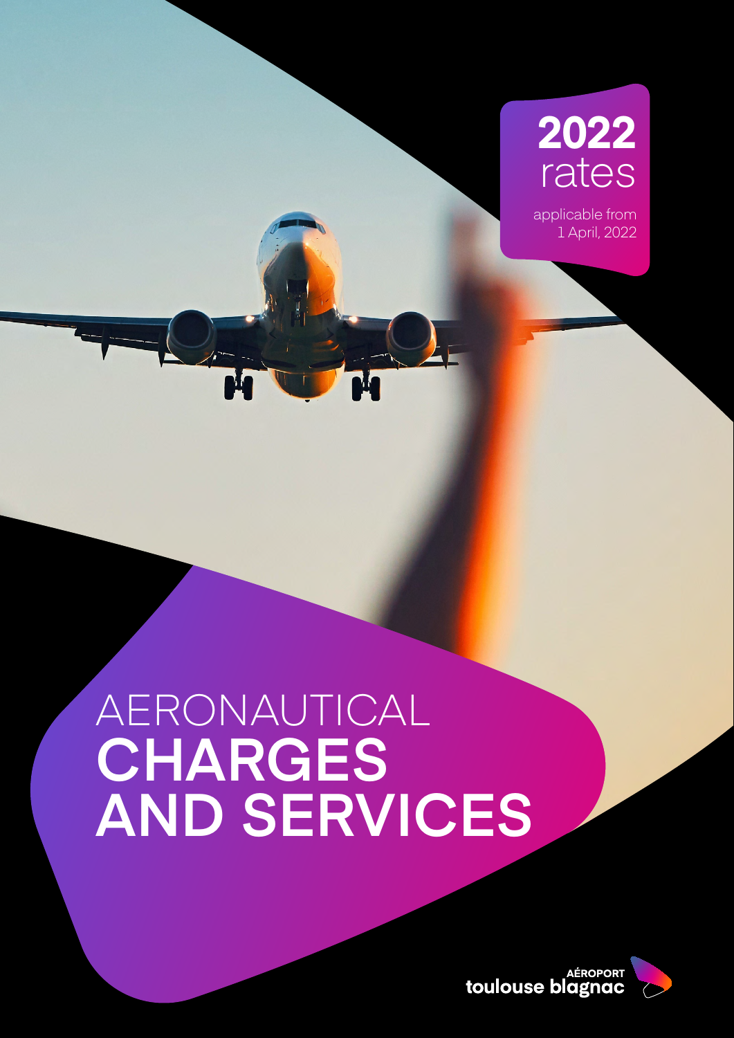**2022** rates

applicable from 1 April, 2022

# AERONAUTICAL CHARGES AND SERVICES

AÉROPORT toulouse blagnac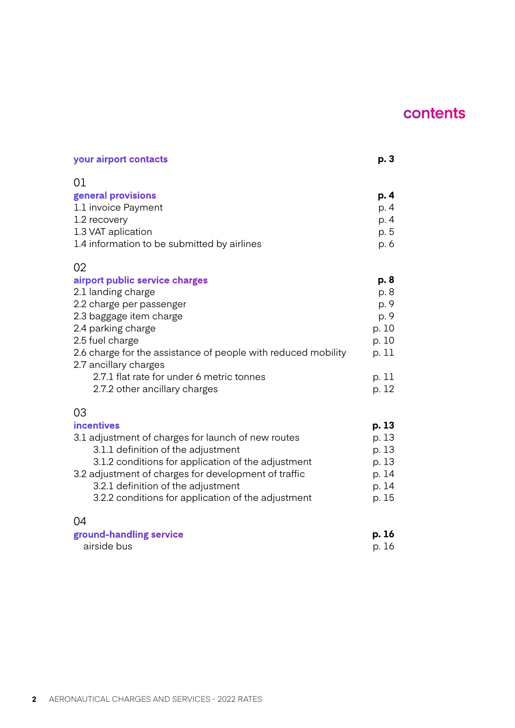# contents

| | |
|---|---|
| **your airport contacts** | **p. 3** |
| 01 | |
| **general provisions** | **p. 4** |
| 1.1 invoice Payment | p. 4 |
| 1.2 recovery | p. 4 |
| 1.3 VAT aplication | p. 5 |
| 1.4 information to be submitted by airlines | p. 6 |
| 02 | |
| **airport public service charges** | **p. 8** |
| 2.1 landing charge | p. 8 |
| 2.2 charge per passenger | p. 9 |
| 2.3 baggage item charge | p. 9 |
| 2.4 parking charge | p. 10 |
| 2.5 fuel charge | p. 10 |
| 2.6 charge for the assistance of people with reduced mobility | p. 11 |
| 2.7 ancillary charges | |
| 2.7.1 flat rate for under 6 metric tonnes | p. 11 |
| 2.7.2 other ancillary charges | p. 12 |
| 03 | |
| **incentives** | **p. 13** |
| 3.1 adjustment of charges for launch of new routes | p. 13 |
| 3.1.1 definition of the adjustment | p. 13 |
| 3.1.2 conditions for application of the adjustment | p. 13 |
| 3.2 adjustment of charges for development of traffic | p. 14 |
| 3.2.1 definition of the adjustment | p. 14 |
| 3.2.2 conditions for application of the adjustment | p. 15 |
| 04 | |
| **ground-handling service** | **p. 16** |
| airside bus | p. 16 |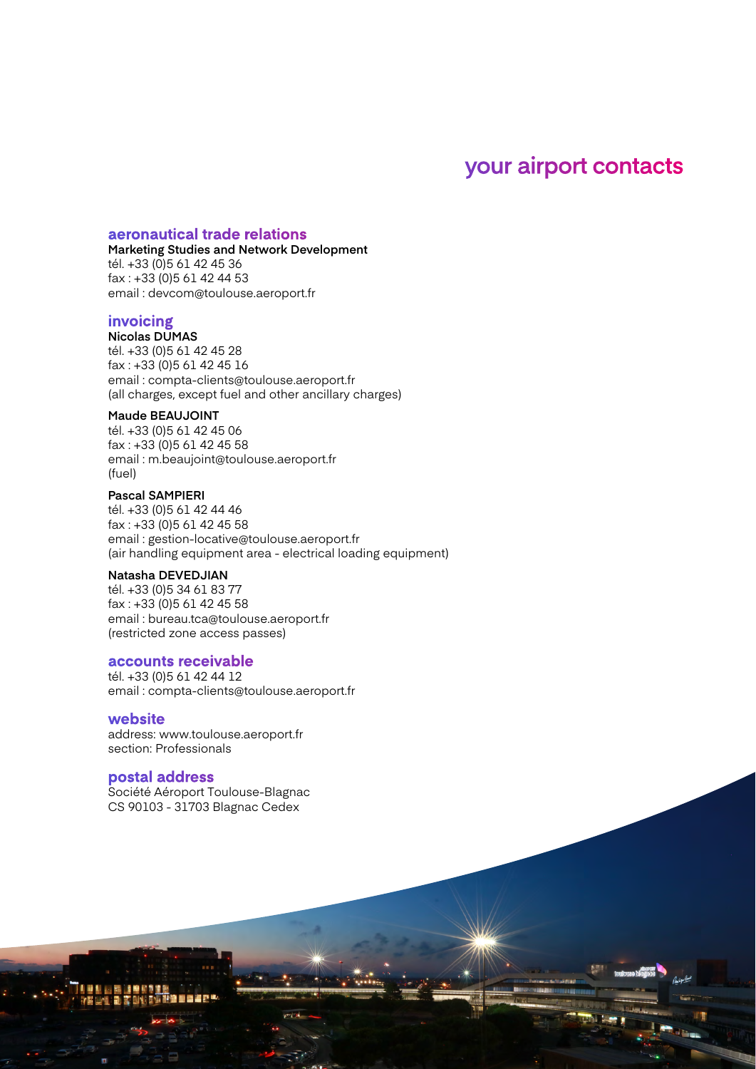# your airport contacts

## aeronautical trade relations

**Marketing Studies and Network Development**
tél. +33 (0)5 61 42 45 36
fax : +33 (0)5 61 42 44 53
email : devcom@toulouse.aeroport.fr

## invoicing

**Nicolas DUMAS**
tél. +33 (0)5 61 42 45 28
fax : +33 (0)5 61 42 45 16
email : compta-clients@toulouse.aeroport.fr
(all charges, except fuel and other ancillary charges)

**Maude BEAUJOINT**
tél. +33 (0)5 61 42 45 06
fax : +33 (0)5 61 42 45 58
email : m.beaujoint@toulouse.aeroport.fr
(fuel)

**Pascal SAMPIERI**
tél. +33 (0)5 61 42 44 46
fax : +33 (0)5 61 42 45 58
email : gestion-locative@toulouse.aeroport.fr
(air handling equipment area - electrical loading equipment)

**Natasha DEVEDJIAN**
tél. +33 (0)5 34 61 83 77
fax : +33 (0)5 61 42 45 58
email : bureau.tca@toulouse.aeroport.fr
(restricted zone access passes)

## accounts receivable

tél. +33 (0)5 61 42 44 12
email : compta-clients@toulouse.aeroport.fr

## website

address: www.toulouse.aeroport.fr
section: Professionals

## postal address

Société Aéroport Toulouse-Blagnac
CS 90103 - 31703 Blagnac Cedex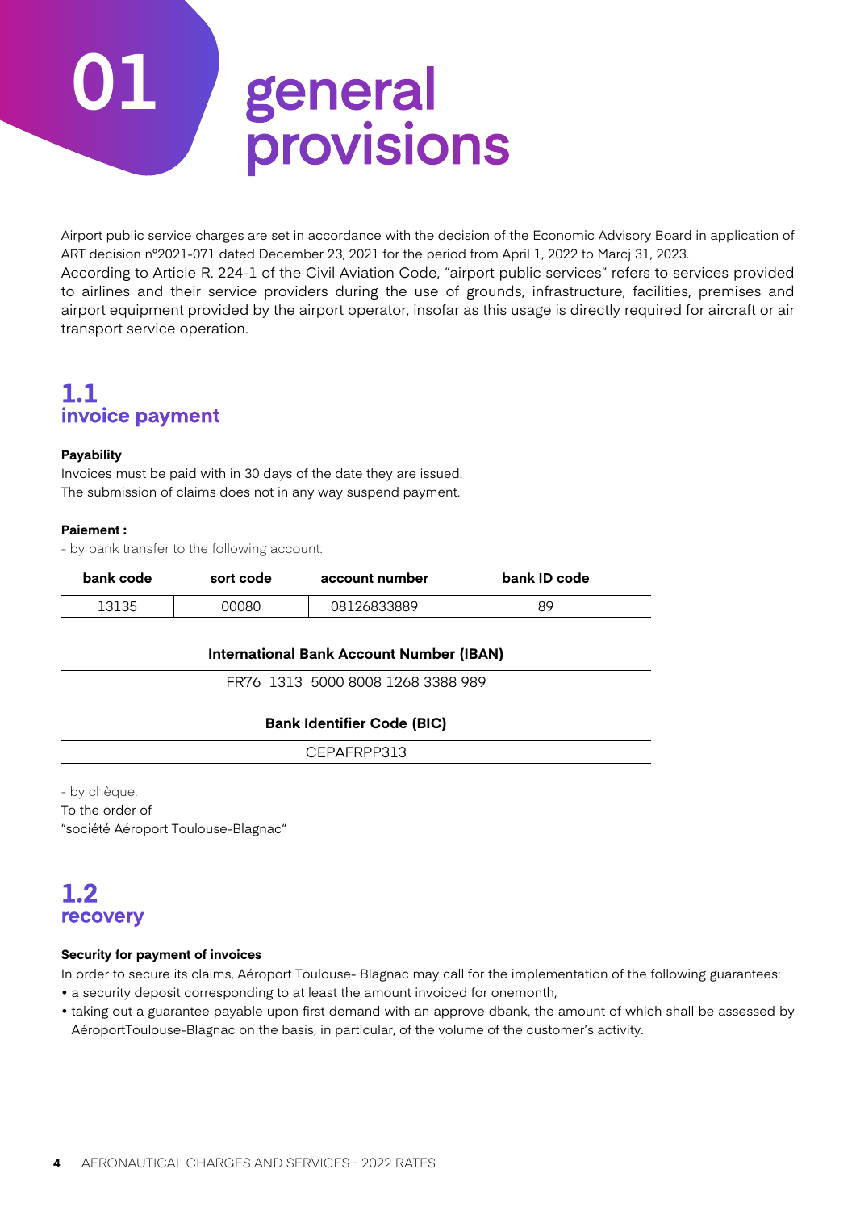# 01 general provisions

Airport public service charges are set in accordance with the decision of the Economic Advisory Board in application of ART decision n°2021-071 dated December 23, 2021 for the period from April 1, 2022 to Marcj 31, 2023.

According to Article R. 224-1 of the Civil Aviation Code, "airport public services" refers to services provided to airlines and their service providers during the use of grounds, infrastructure, facilities, premises and airport equipment provided by the airport operator, insofar as this usage is directly required for aircraft or air transport service operation.

## 1.1 invoice payment

**Payability**

Invoices must be paid with in 30 days of the date they are issued.
The submission of claims does not in any way suspend payment.

**Paiement :**

- by bank transfer to the following account:

| bank code | sort code | account number | bank ID code |
|---|---|---|---|
| 13135 | 00080 | 08126833889 | 89 |

| International Bank Account Number (IBAN) |
|---|
| FR76 1313 5000 8008 1268 3388 989 |

| Bank Identifier Code (BIC) |
|---|
| CEPAFRPP313 |

- by chèque:
To the order of
"société Aéroport Toulouse-Blagnac"

## 1.2 recovery

**Security for payment of invoices**

In order to secure its claims, Aéroport Toulouse- Blagnac may call for the implementation of the following guarantees:

- a security deposit corresponding to at least the amount invoiced for onemonth,
- taking out a guarantee payable upon first demand with an approve dbank, the amount of which shall be assessed by AéroportToulouse-Blagnac on the basis, in particular, of the volume of the customer's activity.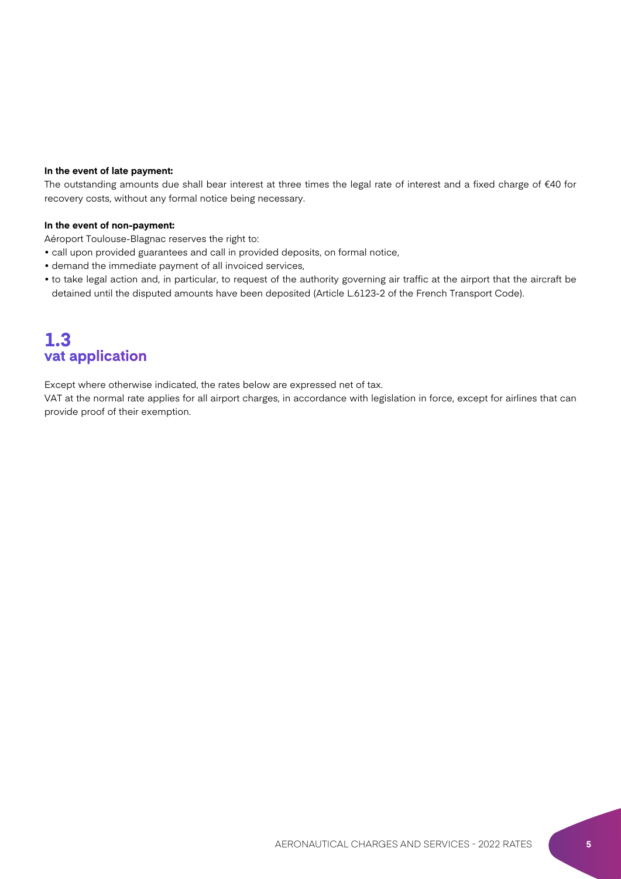**In the event of late payment:**

The outstanding amounts due shall bear interest at three times the legal rate of interest and a fixed charge of €40 for recovery costs, without any formal notice being necessary.

**In the event of non-payment:**

Aéroport Toulouse-Blagnac reserves the right to:

- call upon provided guarantees and call in provided deposits, on formal notice,
- demand the immediate payment of all invoiced services,
- to take legal action and, in particular, to request of the authority governing air traffic at the airport that the aircraft be detained until the disputed amounts have been deposited (Article L.6123-2 of the French Transport Code).

## 1.3 vat application

Except where otherwise indicated, the rates below are expressed net of tax.

VAT at the normal rate applies for all airport charges, in accordance with legislation in force, except for airlines that can provide proof of their exemption.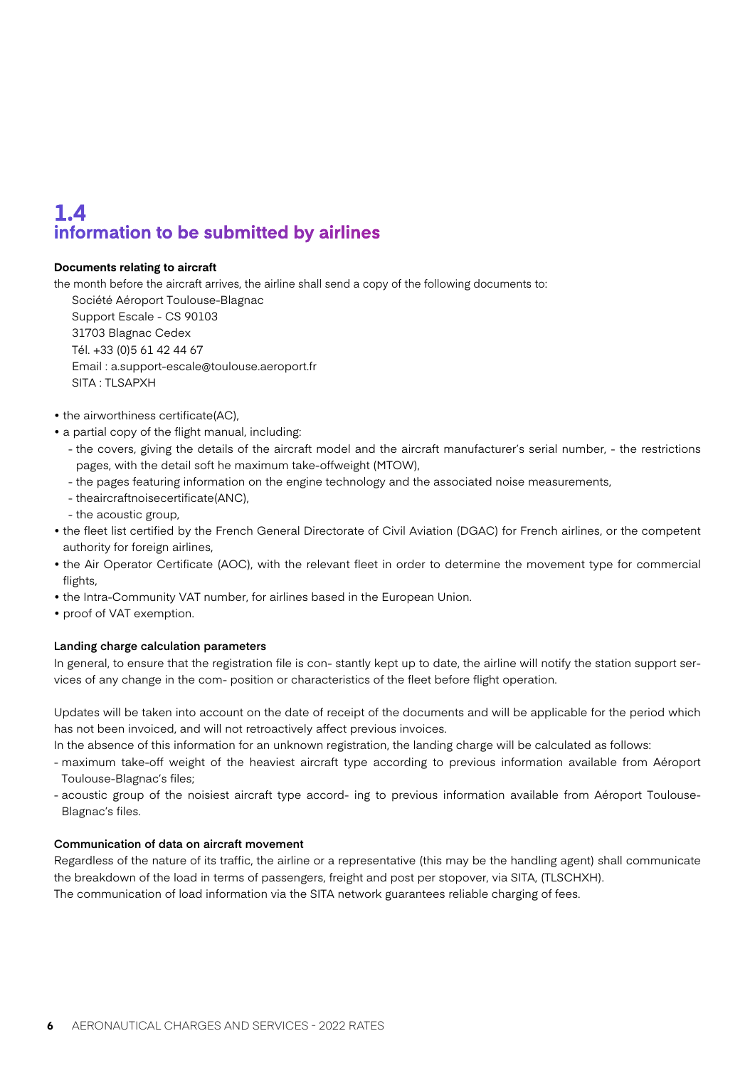## 1.4 information to be submitted by airlines

**Documents relating to aircraft**

the month before the aircraft arrives, the airline shall send a copy of the following documents to:

Société Aéroport Toulouse-Blagnac
Support Escale - CS 90103
31703 Blagnac Cedex
Tél. +33 (0)5 61 42 44 67
Email : a.support-escale@toulouse.aeroport.fr
SITA : TLSAPXH

- the airworthiness certificate(AC),
- a partial copy of the flight manual, including:
  - the covers, giving the details of the aircraft model and the aircraft manufacturer's serial number, - the restrictions pages, with the detail soft he maximum take-offweight (MTOW),
  - the pages featuring information on the engine technology and the associated noise measurements,
  - theaircraftnoisecertificate(ANC),
  - the acoustic group,
- the fleet list certified by the French General Directorate of Civil Aviation (DGAC) for French airlines, or the competent authority for foreign airlines,
- the Air Operator Certificate (AOC), with the relevant fleet in order to determine the movement type for commercial flights,
- the Intra-Community VAT number, for airlines based in the European Union.
- proof of VAT exemption.

**Landing charge calculation parameters**

In general, to ensure that the registration file is con- stantly kept up to date, the airline will notify the station support services of any change in the com- position or characteristics of the fleet before flight operation.

Updates will be taken into account on the date of receipt of the documents and will be applicable for the period which has not been invoiced, and will not retroactively affect previous invoices.

In the absence of this information for an unknown registration, the landing charge will be calculated as follows:

- maximum take-off weight of the heaviest aircraft type according to previous information available from Aéroport Toulouse-Blagnac's files;
- acoustic group of the noisiest aircraft type accord- ing to previous information available from Aéroport Toulouse-Blagnac's files.

**Communication of data on aircraft movement**

Regardless of the nature of its traffic, the airline or a representative (this may be the handling agent) shall communicate the breakdown of the load in terms of passengers, freight and post per stopover, via SITA, (TLSCHXH).

The communication of load information via the SITA network guarantees reliable charging of fees.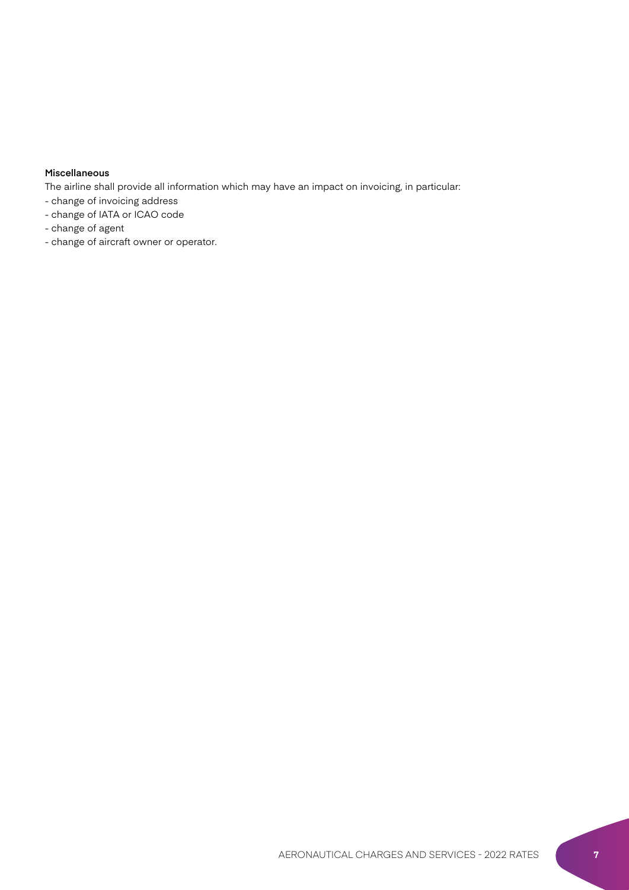**Miscellaneous**

The airline shall provide all information which may have an impact on invoicing, in particular:

- change of invoicing address
- change of IATA or ICAO code
- change of agent
- change of aircraft owner or operator.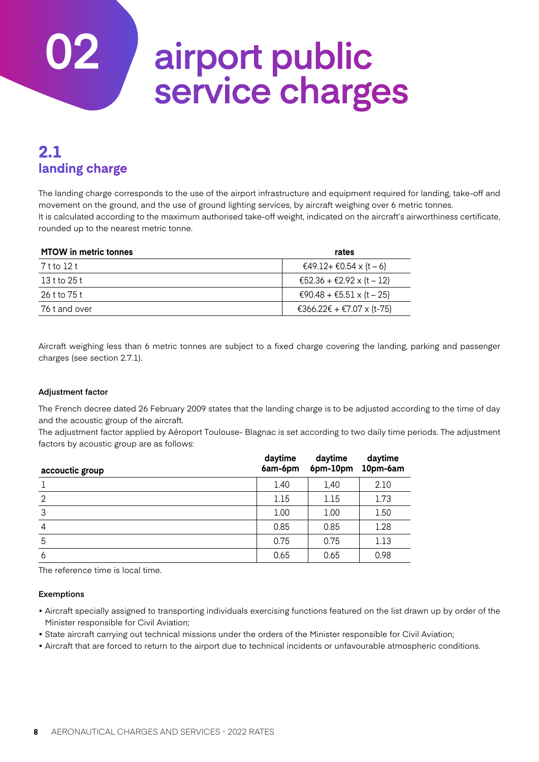# 02 airport public service charges

## 2.1 landing charge

The landing charge corresponds to the use of the airport infrastructure and equipment required for landing, take-off and movement on the ground, and the use of ground lighting services, by aircraft weighing over 6 metric tonnes.
It is calculated according to the maximum authorised take-off weight, indicated on the aircraft's airworthiness certificate, rounded up to the nearest metric tonne.

| MTOW in metric tonnes | rates |
|---|---|
| 7 t to 12 t | €49.12+ €0.54 x (t – 6) |
| 13 t to 25 t | €52.36 + €2.92 x (t – 12) |
| 26 t to 75 t | €90.48 + €5.51 x (t – 25) |
| 76 t and over | €366.22€ + €7.07 x (t-75) |

Aircraft weighing less than 6 metric tonnes are subject to a fixed charge covering the landing, parking and passenger charges (see section 2.7.1).

#### Adjustment factor

The French decree dated 26 February 2009 states that the landing charge is to be adjusted according to the time of day and the acoustic group of the aircraft.
The adjustment factor applied by Aéroport Toulouse- Blagnac is set according to two daily time periods. The adjustment factors by acoustic group are as follows:

| accouctic group | daytime 6am-6pm | daytime 6pm-10pm | daytime 10pm-6am |
|---|---|---|---|
| 1 | 1.40 | 1,40 | 2.10 |
| 2 | 1.15 | 1.15 | 1.73 |
| 3 | 1.00 | 1.00 | 1.50 |
| 4 | 0.85 | 0.85 | 1.28 |
| 5 | 0.75 | 0.75 | 1.13 |
| 6 | 0.65 | 0.65 | 0.98 |

The reference time is local time.

#### Exemptions

- Aircraft specially assigned to transporting individuals exercising functions featured on the list drawn up by order of the Minister responsible for Civil Aviation;
- State aircraft carrying out technical missions under the orders of the Minister responsible for Civil Aviation;
- Aircraft that are forced to return to the airport due to technical incidents or unfavourable atmospheric conditions.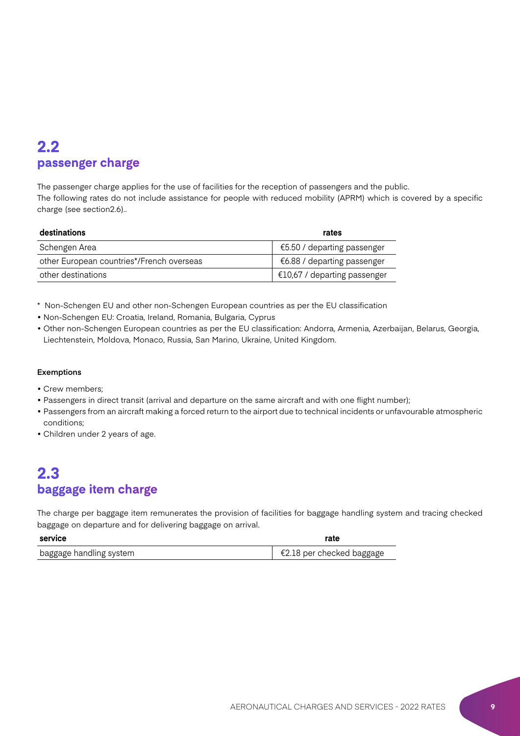## 2.2 passenger charge

The passenger charge applies for the use of facilities for the reception of passengers and the public.
The following rates do not include assistance for people with reduced mobility (APRM) which is covered by a specific charge (see section2.6)..

| destinations | rates |
|---|---|
| Schengen Area | €5.50 / departing passenger |
| other European countries*/French overseas | €6.88 / departing passenger |
| other destinations | €10,67 / departing passenger |

\* Non-Schengen EU and other non-Schengen European countries as per the EU classification

- Non-Schengen EU: Croatia, Ireland, Romania, Bulgaria, Cyprus
- Other non-Schengen European countries as per the EU classification: Andorra, Armenia, Azerbaijan, Belarus, Georgia, Liechtenstein, Moldova, Monaco, Russia, San Marino, Ukraine, United Kingdom.

**Exemptions**

- Crew members;
- Passengers in direct transit (arrival and departure on the same aircraft and with one flight number);
- Passengers from an aircraft making a forced return to the airport due to technical incidents or unfavourable atmospheric conditions;
- Children under 2 years of age.

## 2.3 baggage item charge

The charge per baggage item remunerates the provision of facilities for baggage handling system and tracing checked baggage on departure and for delivering baggage on arrival.

| service | rate |
|---|---|
| baggage handling system | €2.18 per checked baggage |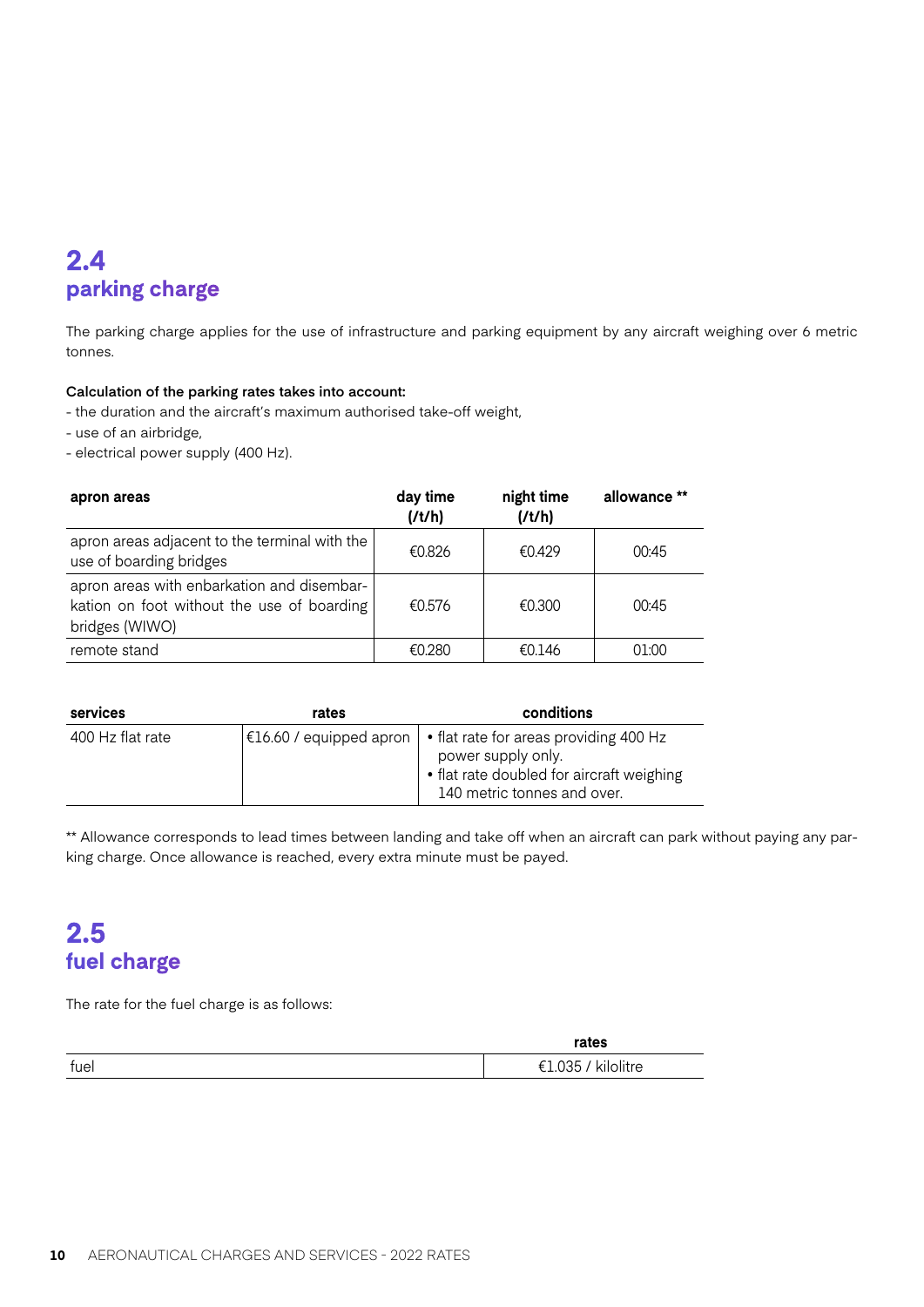## 2.4 parking charge

The parking charge applies for the use of infrastructure and parking equipment by any aircraft weighing over 6 metric tonnes.

**Calculation of the parking rates takes into account:**

- the duration and the aircraft's maximum authorised take-off weight,
- use of an airbridge,
- electrical power supply (400 Hz).

| apron areas | day time (/t/h) | night time (/t/h) | allowance ** |
|---|---|---|---|
| apron areas adjacent to the terminal with the use of boarding bridges | €0.826 | €0.429 | 00:45 |
| apron areas with enbarkation and disembarkation on foot without the use of boarding bridges (WIWO) | €0.576 | €0.300 | 00:45 |
| remote stand | €0.280 | €0.146 | 01:00 |

| services | rates | conditions |
|---|---|---|
| 400 Hz flat rate | €16.60 / equipped apron | • flat rate for areas providing 400 Hz power supply only.<br>• flat rate doubled for aircraft weighing 140 metric tonnes and over. |

** Allowance corresponds to lead times between landing and take off when an aircraft can park without paying any parking charge. Once allowance is reached, every extra minute must be paid.

## 2.5 fuel charge

The rate for the fuel charge is as follows:

| | rates |
|---|---|
| fuel | €1.035 / kilolitre |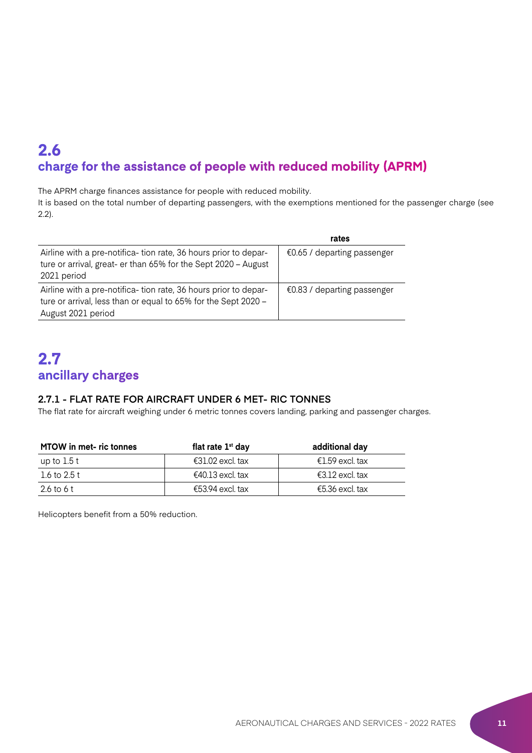## 2.6
## charge for the assistance of people with reduced mobility (APRM)

The APRM charge finances assistance for people with reduced mobility.
It is based on the total number of departing passengers, with the exemptions mentioned for the passenger charge (see 2.2).

| | rates |
|---|---|
| Airline with a pre-notifica- tion rate, 36 hours prior to depar- ture or arrival, great- er than 65% for the Sept 2020 – August 2021 period | €0.65 / departing passenger |
| Airline with a pre-notifica- tion rate, 36 hours prior to depar- ture or arrival, less than or equal to 65% for the Sept 2020 – August 2021 period | €0.83 / departing passenger |

## 2.7
## ancillary charges

### 2.7.1 - FLAT RATE FOR AIRCRAFT UNDER 6 MET- RIC TONNES

The flat rate for aircraft weighing under 6 metric tonnes covers landing, parking and passenger charges.

| MTOW in met- ric tonnes | flat rate 1st day | additional day |
|---|---|---|
| up to 1.5 t | €31.02 excl. tax | €1.59 excl. tax |
| 1.6 to 2.5 t | €40.13 excl. tax | €3.12 excl. tax |
| 2.6 to 6 t | €53.94 excl. tax | €5.36 excl. tax |

Helicopters benefit from a 50% reduction.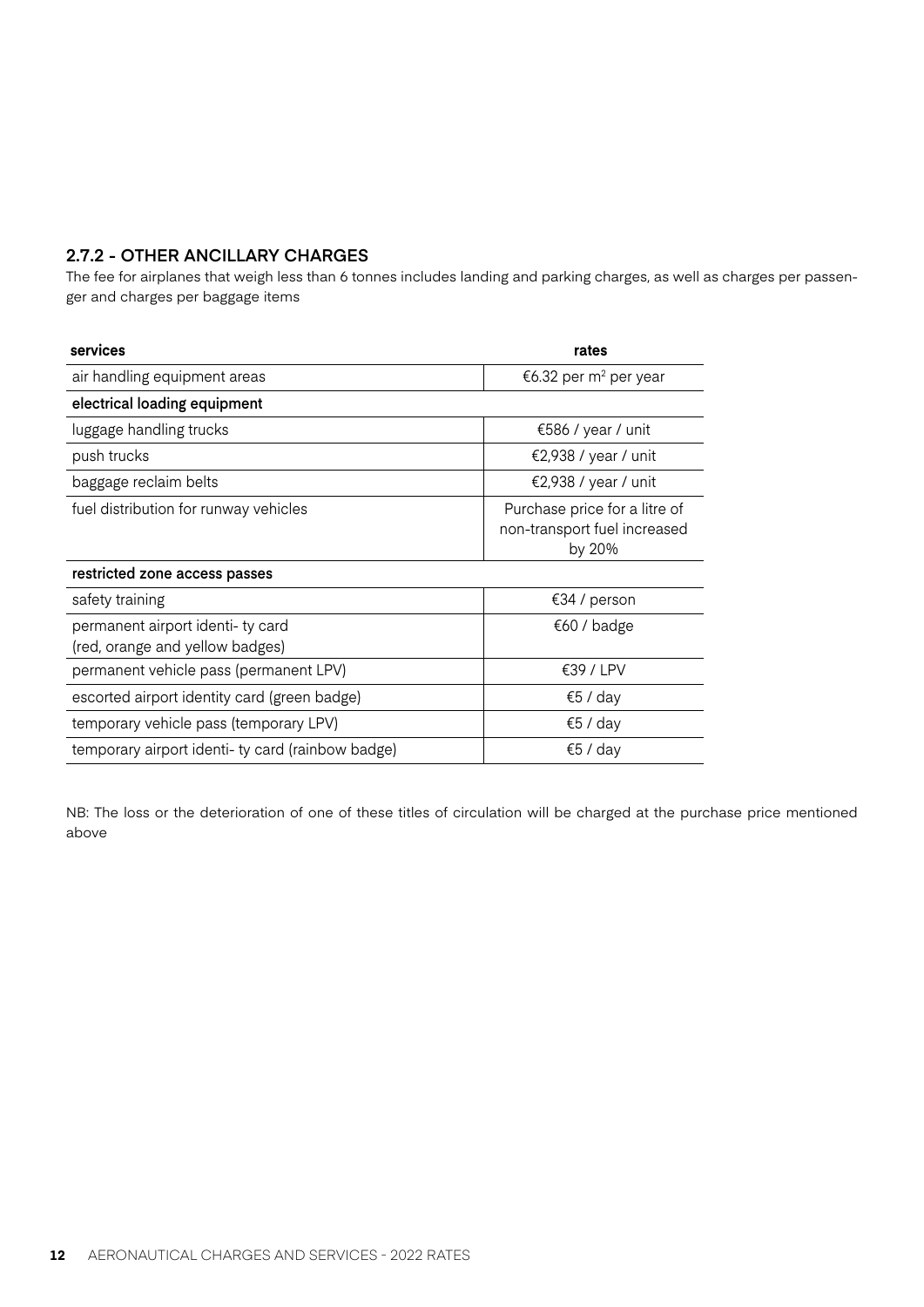## 2.7.2 - OTHER ANCILLARY CHARGES

The fee for airplanes that weigh less than 6 tonnes includes landing and parking charges, as well as charges per passenger and charges per baggage items

| services | rates |
|---|---|
| air handling equipment areas | €6.32 per $m^2$ per year |
| **electrical loading equipment** | |
| luggage handling trucks | €586 / year / unit |
| push trucks | €2,938 / year / unit |
| baggage reclaim belts | €2,938 / year / unit |
| fuel distribution for runway vehicles | Purchase price for a litre of non-transport fuel increased by 20% |
| **restricted zone access passes** | |
| safety training | €34 / person |
| permanent airport identi- ty card (red, orange and yellow badges) | €60 / badge |
| permanent vehicle pass (permanent LPV) | €39 / LPV |
| escorted airport identity card (green badge) | €5 / day |
| temporary vehicle pass (temporary LPV) | €5 / day |
| temporary airport identi- ty card (rainbow badge) | €5 / day |

NB: The loss or the deterioration of one of these titles of circulation will be charged at the purchase price mentioned above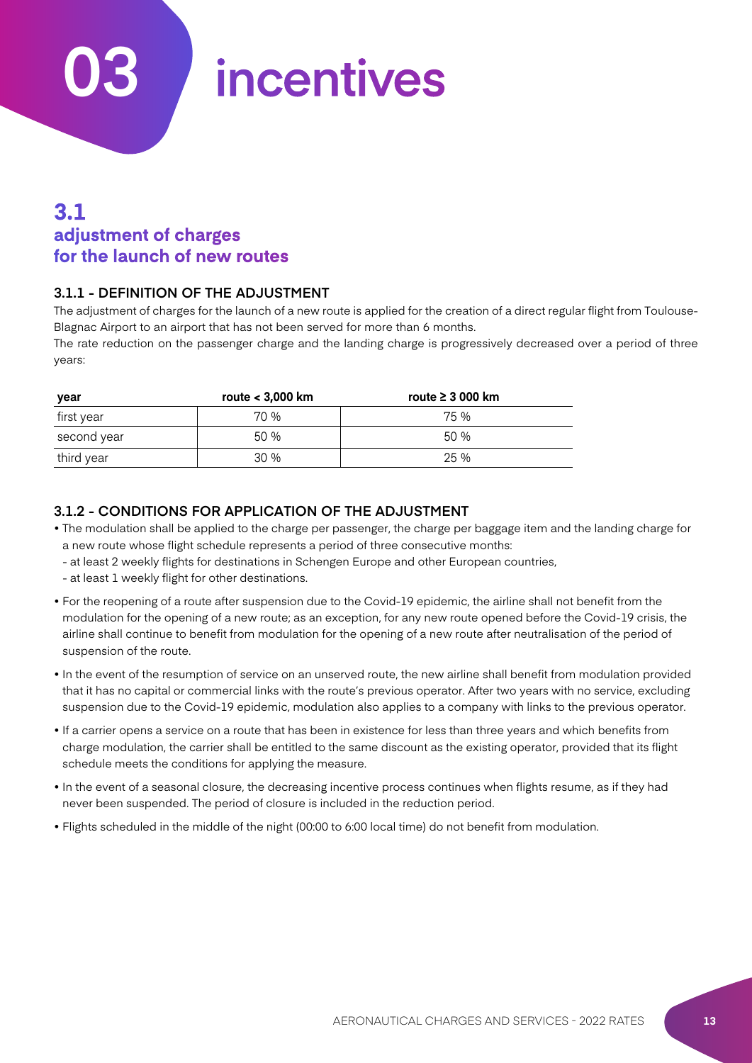# 03 incentives

## 3.1 adjustment of charges for the launch of new routes

### 3.1.1 - DEFINITION OF THE ADJUSTMENT

The adjustment of charges for the launch of a new route is applied for the creation of a direct regular flight from Toulouse-Blagnac Airport to an airport that has not been served for more than 6 months.

The rate reduction on the passenger charge and the landing charge is progressively decreased over a period of three years:

| year | route < 3,000 km | route ≥ 3 000 km |
|---|---|---|
| first year | 70 % | 75 % |
| second year | 50 % | 50 % |
| third year | 30 % | 25 % |

### 3.1.2 - CONDITIONS FOR APPLICATION OF THE ADJUSTMENT

- The modulation shall be applied to the charge per passenger, the charge per baggage item and the landing charge for a new route whose flight schedule represents a period of three consecutive months:
  - at least 2 weekly flights for destinations in Schengen Europe and other European countries,
  - at least 1 weekly flight for other destinations.
- For the reopening of a route after suspension due to the Covid-19 epidemic, the airline shall not benefit from the modulation for the opening of a new route; as an exception, for any new route opened before the Covid-19 crisis, the airline shall continue to benefit from modulation for the opening of a new route after neutralisation of the period of suspension of the route.
- In the event of the resumption of service on an unserved route, the new airline shall benefit from modulation provided that it has no capital or commercial links with the route's previous operator. After two years with no service, excluding suspension due to the Covid-19 epidemic, modulation also applies to a company with links to the previous operator.
- If a carrier opens a service on a route that has been in existence for less than three years and which benefits from charge modulation, the carrier shall be entitled to the same discount as the existing operator, provided that its flight schedule meets the conditions for applying the measure.
- In the event of a seasonal closure, the decreasing incentive process continues when flights resume, as if they had never been suspended. The period of closure is included in the reduction period.
- Flights scheduled in the middle of the night (00:00 to 6:00 local time) do not benefit from modulation.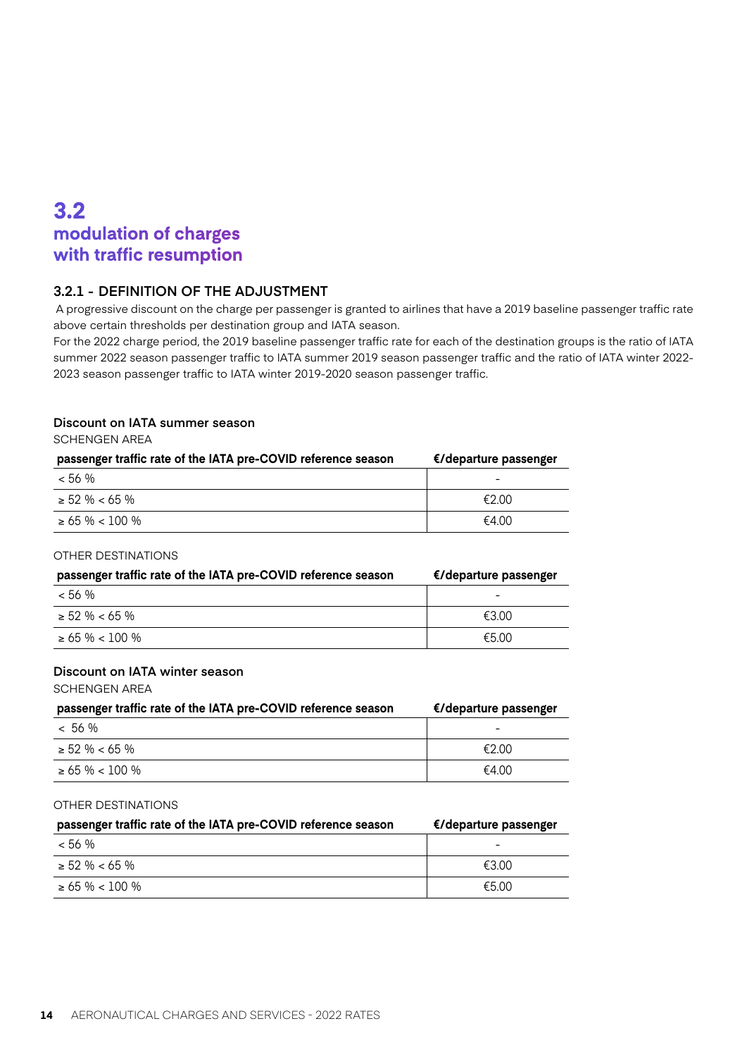# 3.2
# modulation of charges with traffic resumption

### 3.2.1 - DEFINITION OF THE ADJUSTMENT

A progressive discount on the charge per passenger is granted to airlines that have a 2019 baseline passenger traffic rate above certain thresholds per destination group and IATA season.

For the 2022 charge period, the 2019 baseline passenger traffic rate for each of the destination groups is the ratio of IATA summer 2022 season passenger traffic to IATA summer 2019 season passenger traffic and the ratio of IATA winter 2022-2023 season passenger traffic to IATA winter 2019-2020 season passenger traffic.

#### Discount on IATA summer season

SCHENGEN AREA

| passenger traffic rate of the IATA pre-COVID reference season | €/departure passenger |
|---|---|
| < 56 % | - |
| ≥ 52 % < 65 % | €2.00 |
| ≥ 65 % < 100 % | €4.00 |

OTHER DESTINATIONS

| passenger traffic rate of the IATA pre-COVID reference season | €/departure passenger |
|---|---|
| < 56 % | - |
| ≥ 52 % < 65 % | €3.00 |
| ≥ 65 % < 100 % | €5.00 |

#### Discount on IATA winter season

SCHENGEN AREA

| passenger traffic rate of the IATA pre-COVID reference season | €/departure passenger |
|---|---|
| < 56 % | - |
| ≥ 52 % < 65 % | €2.00 |
| ≥ 65 % < 100 % | €4.00 |

OTHER DESTINATIONS

| passenger traffic rate of the IATA pre-COVID reference season | €/departure passenger |
|---|---|
| < 56 % | - |
| ≥ 52 % < 65 % | €3.00 |
| ≥ 65 % < 100 % | €5.00 |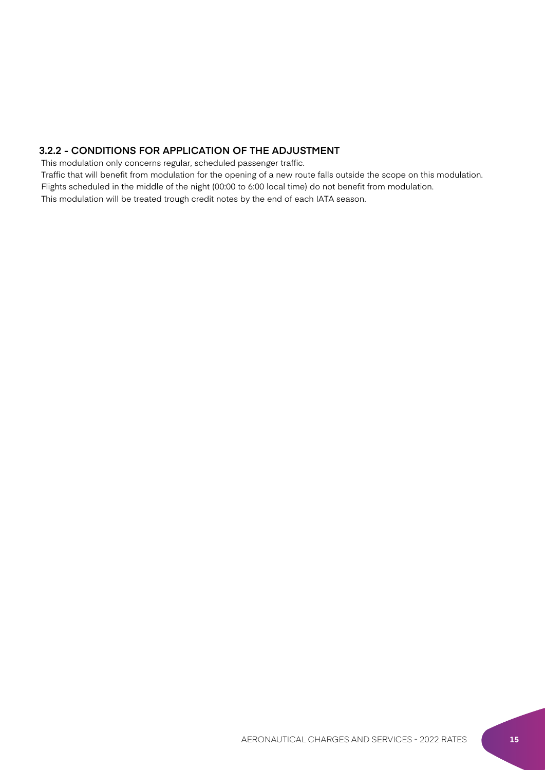### 3.2.2 - CONDITIONS FOR APPLICATION OF THE ADJUSTMENT

This modulation only concerns regular, scheduled passenger traffic.

Traffic that will benefit from modulation for the opening of a new route falls outside the scope on this modulation.

Flights scheduled in the middle of the night (00:00 to 6:00 local time) do not benefit from modulation.

This modulation will be treated trough credit notes by the end of each IATA season.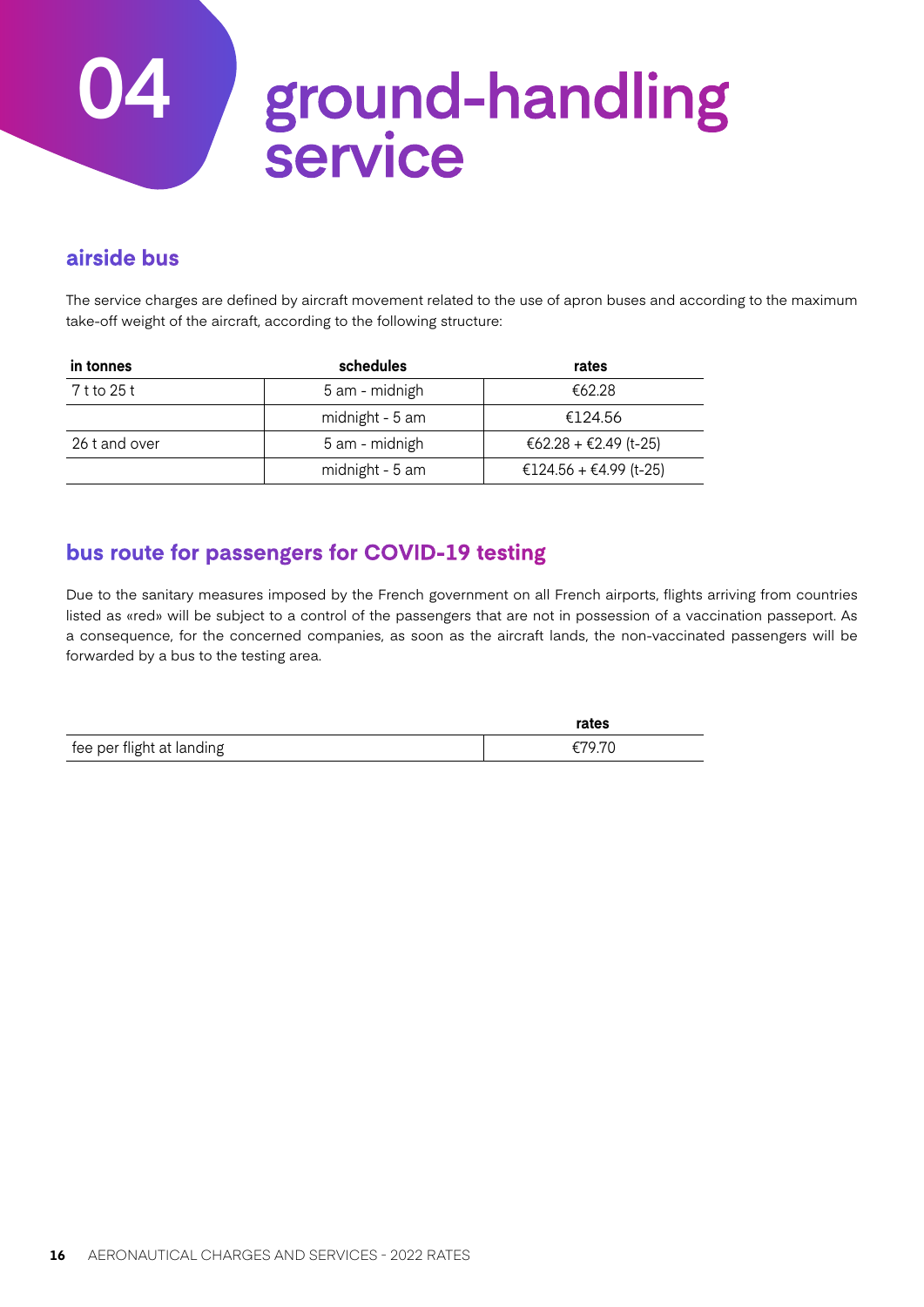# 04 ground-handling service

## airside bus

The service charges are defined by aircraft movement related to the use of apron buses and according to the maximum take-off weight of the aircraft, according to the following structure:

| in tonnes | schedules | rates |
|---|---|---|
| 7 t to 25 t | 5 am - midnigh | €62.28 |
| | midnight - 5 am | €124.56 |
| 26 t and over | 5 am - midnigh | €62.28 + €2.49 (t-25) |
| | midnight - 5 am | €124.56 + €4.99 (t-25) |

## bus route for passengers for COVID-19 testing

Due to the sanitary measures imposed by the French government on all French airports, flights arriving from countries listed as «red» will be subject to a control of the passengers that are not in possession of a vaccination passeport. As a consequence, for the concerned companies, as soon as the aircraft lands, the non-vaccinated passengers will be forwarded by a bus to the testing area.

| | rates |
|---|---|
| fee per flight at landing | €79.70 |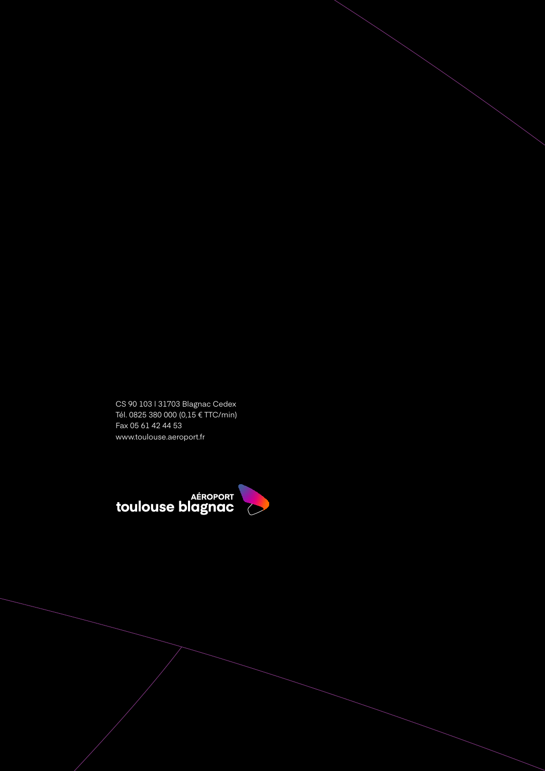CS 90 103 | 31703 Blagnac Cedex
Tél. 0825 380 000 (0,15 € TTC/min)
Fax 05 61 42 44 53
www.toulouse.aeroport.fr

AÉROPORT
toulouse blagnac